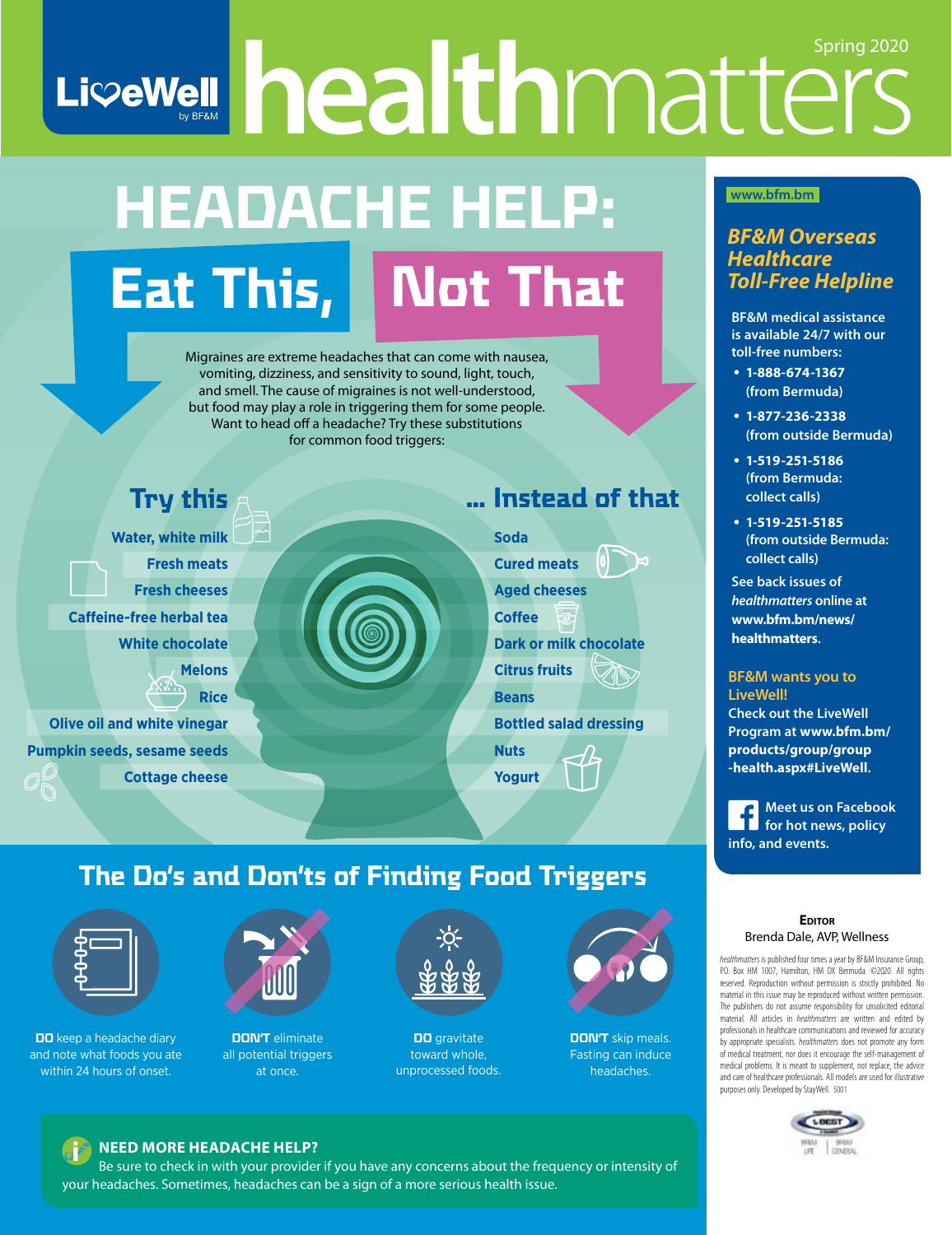# LiveWell by BF&M healthmatters

Spring 2020

# HEADACHE HELP: Eat This, Not That

Migraines are extreme headaches that can come with nausea, vomiting, dizziness, and sensitivity to sound, light, touch, and smell. The cause of migraines is not well-understood, but food may play a role in triggering them for some people. Want to head off a headache? Try these substitutions for common food triggers:

| Try this | ... Instead of that |
|---|---|
| Water, white milk | Soda |
| Fresh meats | Cured meats |
| Fresh cheeses | Aged cheeses |
| Caffeine-free herbal tea | Coffee |
| White chocolate | Dark or milk chocolate |
| Melons | Citrus fruits |
| Rice | Beans |
| Olive oil and white vinegar | Bottled salad dressing |
| Pumpkin seeds, sesame seeds | Nuts |
| Cottage cheese | Yogurt |

## The Do's and Don'ts of Finding Food Triggers

- **DO** keep a headache diary and note what foods you ate within 24 hours of onset.
- **DON'T** eliminate all potential triggers at once.
- **DO** gravitate toward whole, unprocessed foods.
- **DON'T** skip meals. Fasting can induce headaches.

### NEED MORE HEADACHE HELP?

Be sure to check in with your provider if you have any concerns about the frequency or intensity of your headaches. Sometimes, headaches can be a sign of a more serious health issue.

---

www.bfm.bm

### *BF&M Overseas Healthcare Toll-Free Helpline*

BF&M medical assistance is available 24/7 with our toll-free numbers:

- **1-888-674-1367** (from Bermuda)
- **1-877-236-2338** (from outside Bermuda)
- **1-519-251-5186** (from Bermuda: collect calls)
- **1-519-251-5185** (from outside Bermuda: collect calls)

See back issues of *healthmatters* online at **www.bfm.bm/news/healthmatters.**

**BF&M wants you to LiveWell!**
Check out the LiveWell Program at **www.bfm.bm/products/group/group-health.aspx#LiveWell.**

Meet us on Facebook for hot news, policy info, and events.

**EDITOR**
Brenda Dale, AVP, Wellness

*healthmatters* is published four times a year by BF&M Insurance Group, P.O. Box HM 1007, Hamilton, HM DX Bermuda. ©2020. All rights reserved. Reproduction without permission is strictly prohibited. No material in this issue may be reproduced without written permission. The publishers do not assume responsibility for unsolicited editorial material. All articles in *healthmatters* are written and edited by professionals in healthcare communications and reviewed for accuracy by appropriate specialists. *healthmatters* does not promote any form of medical treatment, nor does it encourage the self-management of medical problems. It is meant to supplement, not replace, the advice and care of healthcare professionals. All models are used for illustrative purposes only. Developed by StayWell. 5001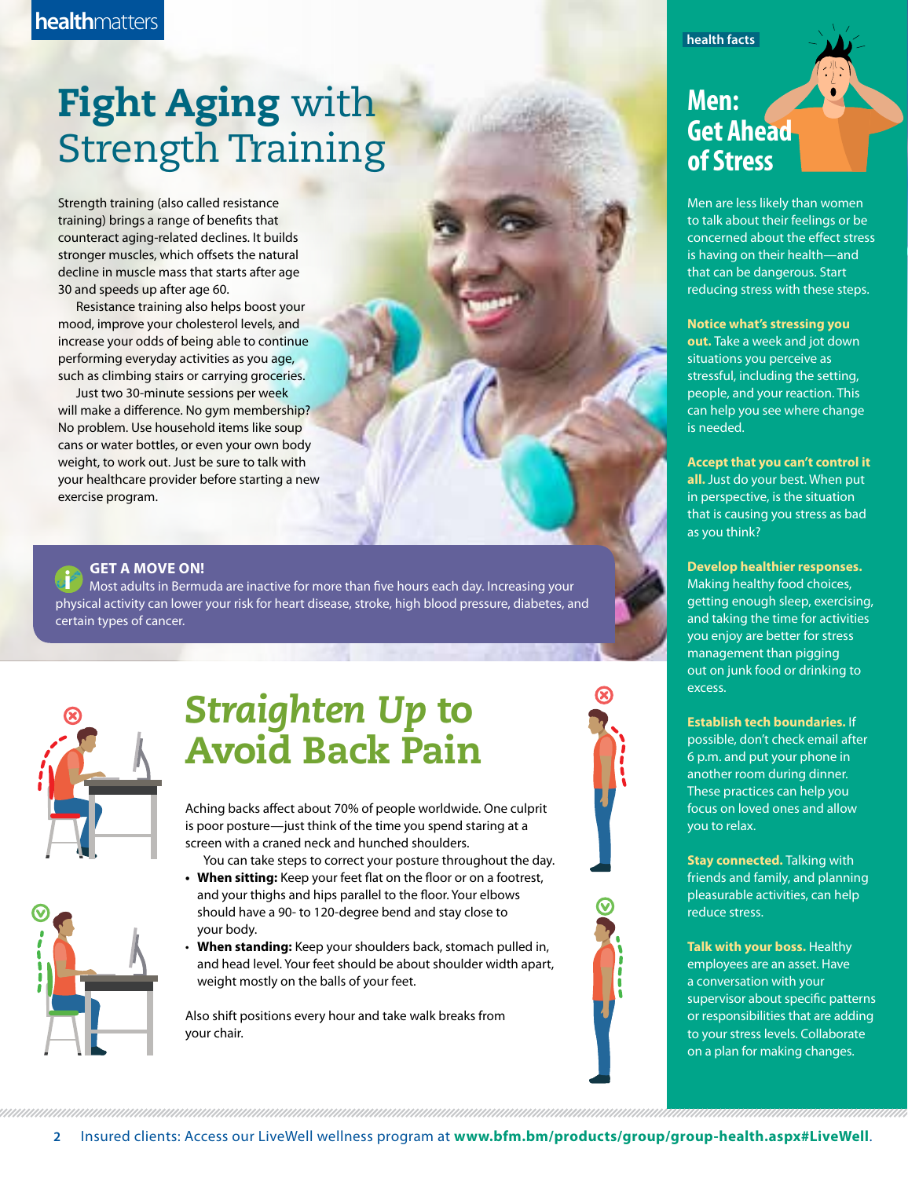# Fight Aging with Strength Training

Strength training (also called resistance training) brings a range of benefits that counteract aging-related declines. It builds stronger muscles, which offsets the natural decline in muscle mass that starts after age 30 and speeds up after age 60.

Resistance training also helps boost your mood, improve your cholesterol levels, and increase your odds of being able to continue performing everyday activities as you age, such as climbing stairs or carrying groceries.

Just two 30-minute sessions per week will make a difference. No gym membership? No problem. Use household items like soup cans or water bottles, or even your own body weight, to work out. Just be sure to talk with your healthcare provider before starting a new exercise program.

**GET A MOVE ON!**

Most adults in Bermuda are inactive for more than five hours each day. Increasing your physical activity can lower your risk for heart disease, stroke, high blood pressure, diabetes, and certain types of cancer.

# Straighten Up to Avoid Back Pain

Aching backs affect about 70% of people worldwide. One culprit is poor posture—just think of the time you spend staring at a screen with a craned neck and hunched shoulders.

You can take steps to correct your posture throughout the day.

- **When sitting:** Keep your feet flat on the floor or on a footrest, and your thighs and hips parallel to the floor. Your elbows should have a 90- to 120-degree bend and stay close to your body.
- **When standing:** Keep your shoulders back, stomach pulled in, and head level. Your feet should be about shoulder width apart, weight mostly on the balls of your feet.

Also shift positions every hour and take walk breaks from your chair.

health facts

# Men: Get Ahead of Stress

Men are less likely than women to talk about their feelings or be concerned about the effect stress is having on their health—and that can be dangerous. Start reducing stress with these steps.

**Notice what's stressing you out.** Take a week and jot down situations you perceive as stressful, including the setting, people, and your reaction. This can help you see where change is needed.

**Accept that you can't control it all.** Just do your best. When put in perspective, is the situation that is causing you stress as bad as you think?

**Develop healthier responses.** Making healthy food choices, getting enough sleep, exercising, and taking the time for activities you enjoy are better for stress management than pigging out on junk food or drinking to excess.

**Establish tech boundaries.** If possible, don't check email after 6 p.m. and put your phone in another room during dinner. These practices can help you focus on loved ones and allow you to relax.

**Stay connected.** Talking with friends and family, and planning pleasurable activities, can help reduce stress.

**Talk with your boss.** Healthy employees are an asset. Have a conversation with your supervisor about specific patterns or responsibilities that are adding to your stress levels. Collaborate on a plan for making changes.

Insured clients: Access our LiveWell wellness program at **www.bfm.bm/products/group/group-health.aspx#LiveWell**.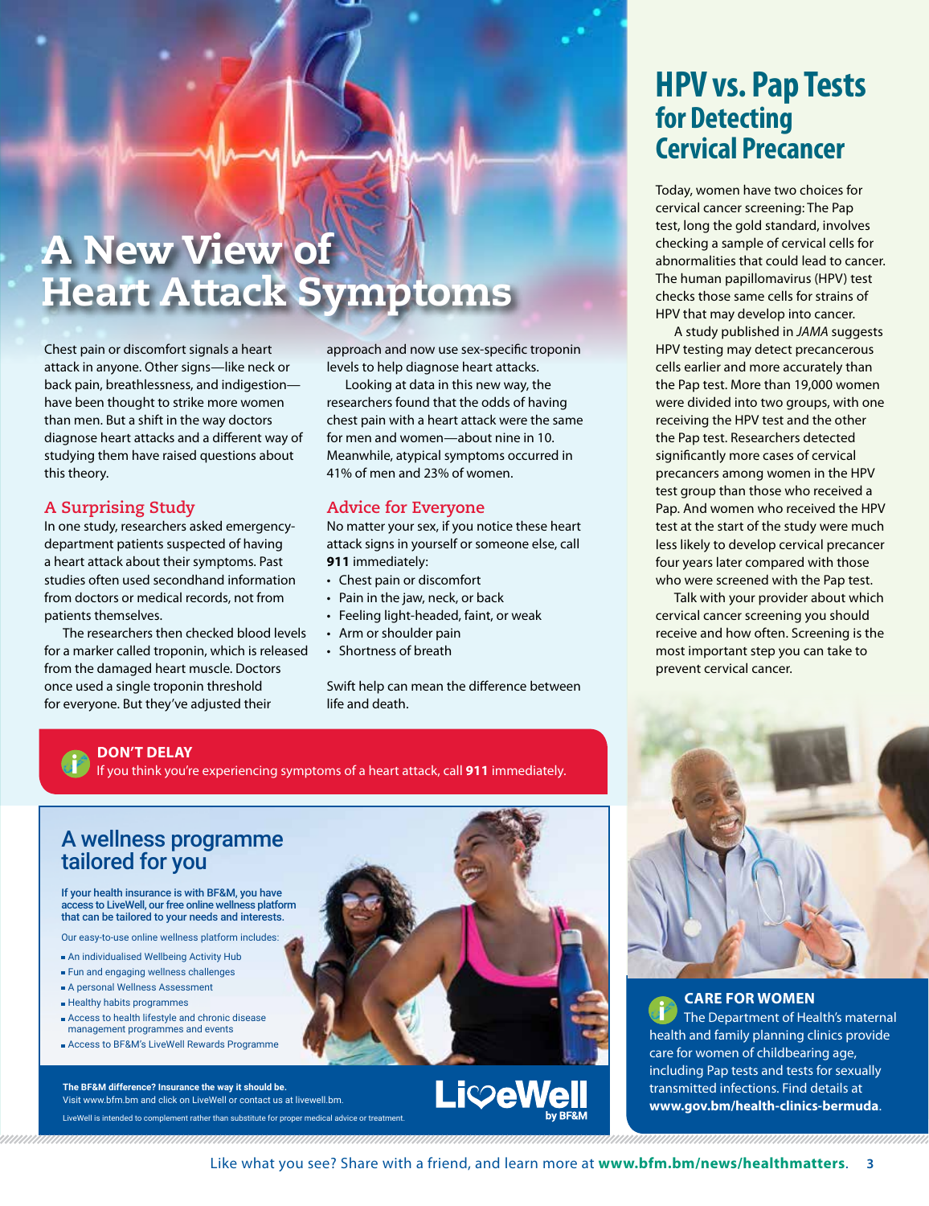# A New View of Heart Attack Symptoms

Chest pain or discomfort signals a heart attack in anyone. Other signs—like neck or back pain, breathlessness, and indigestion—have been thought to strike more women than men. But a shift in the way doctors diagnose heart attacks and a different way of studying them have raised questions about this theory.

## A Surprising Study

In one study, researchers asked emergency-department patients suspected of having a heart attack about their symptoms. Past studies often used secondhand information from doctors or medical records, not from patients themselves.

The researchers then checked blood levels for a marker called troponin, which is released from the damaged heart muscle. Doctors once used a single troponin threshold for everyone. But they've adjusted their approach and now use sex-specific troponin levels to help diagnose heart attacks.

Looking at data in this new way, the researchers found that the odds of having chest pain with a heart attack were the same for men and women—about nine in 10. Meanwhile, atypical symptoms occurred in 41% of men and 23% of women.

## Advice for Everyone

No matter your sex, if you notice these heart attack signs in yourself or someone else, call **911** immediately:

- Chest pain or discomfort
- Pain in the jaw, neck, or back
- Feeling light-headed, faint, or weak
- Arm or shoulder pain
- Shortness of breath

Swift help can mean the difference between life and death.

**DON'T DELAY**
If you think you're experiencing symptoms of a heart attack, call **911** immediately.

## A wellness programme tailored for you

**If your health insurance is with BF&M, you have access to LiveWell, our free online wellness platform that can be tailored to your needs and interests.**

Our easy-to-use online wellness platform includes:

- An individualised Wellbeing Activity Hub
- Fun and engaging wellness challenges
- A personal Wellness Assessment
- Healthy habits programmes
- Access to health lifestyle and chronic disease management programmes and events
- Access to BF&M's LiveWell Rewards Programme

**The BF&M difference? Insurance the way it should be.**
Visit www.bfm.bm and click on LiveWell or contact us at livewell.bm.

LiveWell is intended to complement rather than substitute for proper medical advice or treatment.

LiveWell by BF&M

# HPV vs. Pap Tests for Detecting Cervical Precancer

Today, women have two choices for cervical cancer screening: The Pap test, long the gold standard, involves checking a sample of cervical cells for abnormalities that could lead to cancer. The human papillomavirus (HPV) test checks those same cells for strains of HPV that may develop into cancer.

A study published in *JAMA* suggests HPV testing may detect precancerous cells earlier and more accurately than the Pap test. More than 19,000 women were divided into two groups, with one receiving the HPV test and the other the Pap test. Researchers detected significantly more cases of cervical precancers among women in the HPV test group than those who received a Pap. And women who received the HPV test at the start of the study were much less likely to develop cervical precancer four years later compared with those who were screened with the Pap test.

Talk with your provider about which cervical cancer screening you should receive and how often. Screening is the most important step you can take to prevent cervical cancer.

**CARE FOR WOMEN**
The Department of Health's maternal health and family planning clinics provide care for women of childbearing age, including Pap tests and tests for sexually transmitted infections. Find details at **www.gov.bm/health-clinics-bermuda**.

Like what you see? Share with a friend, and learn more at **www.bfm.bm/news/healthmatters**.